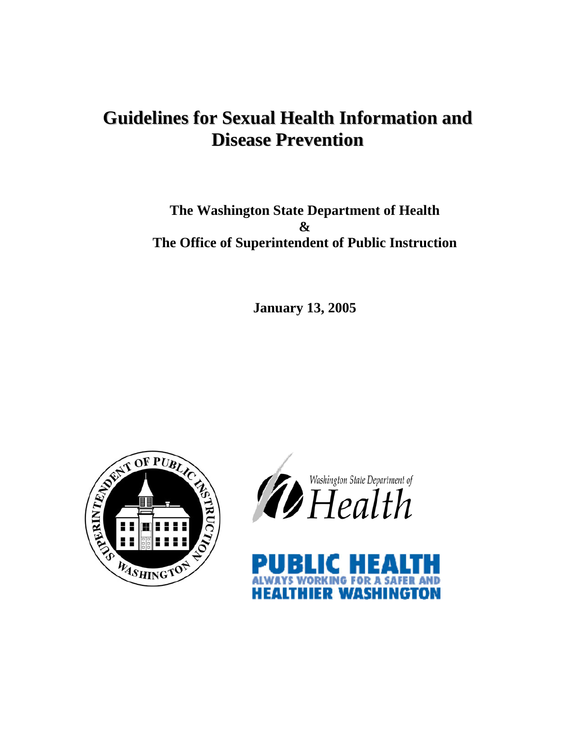# Guidelines for Sexual Health Information and Disease Prevention

**The Washington State Department of Health**
**&**
**The Office of Superintendent of Public Instruction**

**January 13, 2005**

SUPERINTENDENT OF PUBLIC INSTRUCTION WASHINGTON

Washington State Department of Health

PUBLIC HEALTH
ALWAYS WORKING FOR A SAFER AND HEALTHIER WASHINGTON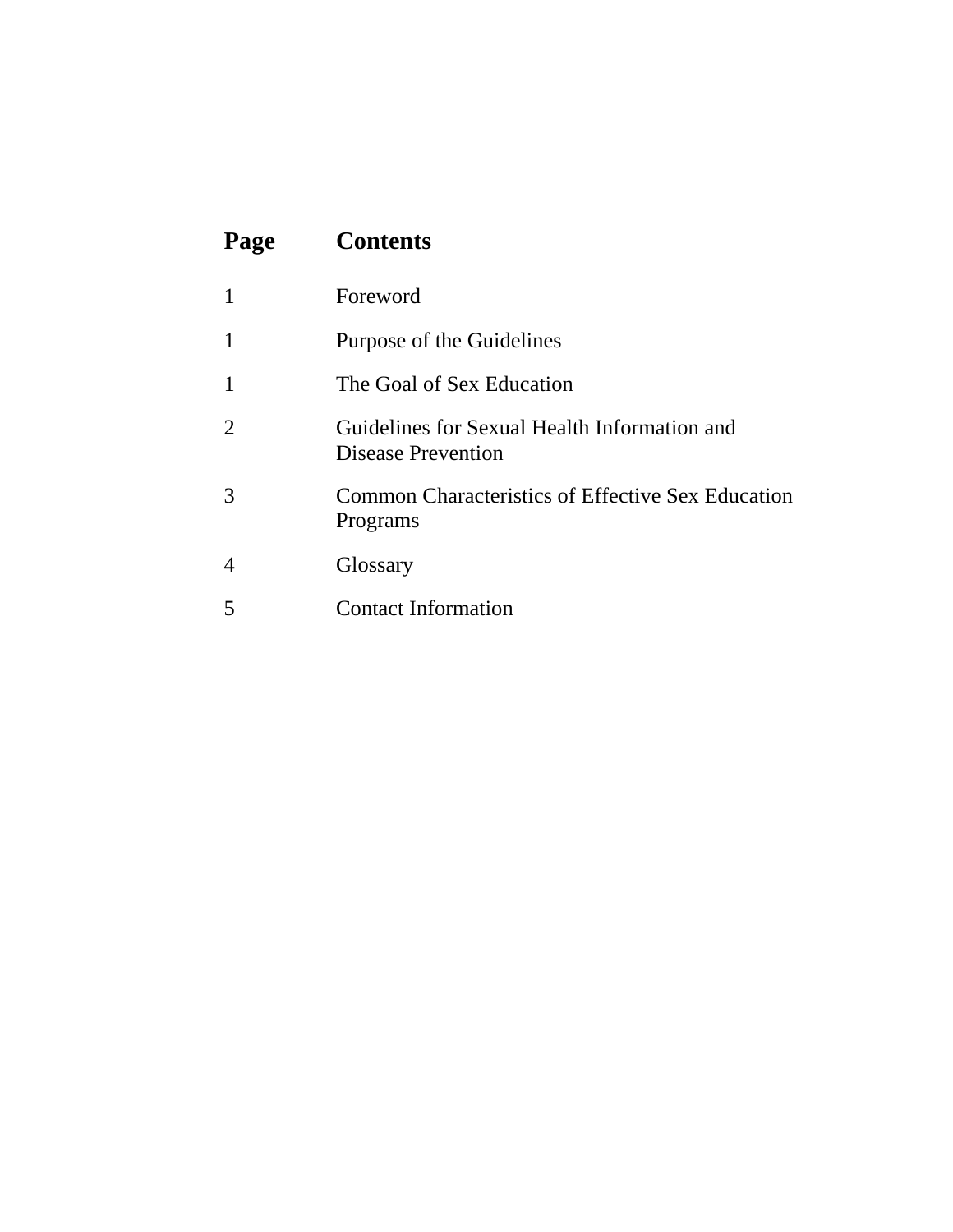| Page | Contents |
|---|---|
| 1 | Foreword |
| 1 | Purpose of the Guidelines |
| 1 | The Goal of Sex Education |
| 2 | Guidelines for Sexual Health Information and Disease Prevention |
| 3 | Common Characteristics of Effective Sex Education Programs |
| 4 | Glossary |
| 5 | Contact Information |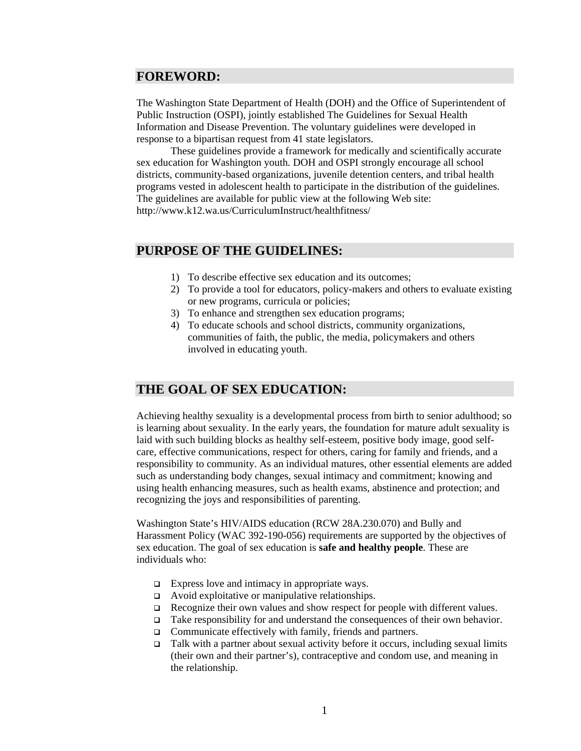## FOREWORD:

The Washington State Department of Health (DOH) and the Office of Superintendent of Public Instruction (OSPI), jointly established The Guidelines for Sexual Health Information and Disease Prevention. The voluntary guidelines were developed in response to a bipartisan request from 41 state legislators.

These guidelines provide a framework for medically and scientifically accurate sex education for Washington youth. DOH and OSPI strongly encourage all school districts, community-based organizations, juvenile detention centers, and tribal health programs vested in adolescent health to participate in the distribution of the guidelines. The guidelines are available for public view at the following Web site: http://www.k12.wa.us/CurriculumInstruct/healthfitness/

## PURPOSE OF THE GUIDELINES:

1) To describe effective sex education and its outcomes;
2) To provide a tool for educators, policy-makers and others to evaluate existing or new programs, curricula or policies;
3) To enhance and strengthen sex education programs;
4) To educate schools and school districts, community organizations, communities of faith, the public, the media, policymakers and others involved in educating youth.

## THE GOAL OF SEX EDUCATION:

Achieving healthy sexuality is a developmental process from birth to senior adulthood; so is learning about sexuality. In the early years, the foundation for mature adult sexuality is laid with such building blocks as healthy self-esteem, positive body image, good self-care, effective communications, respect for others, caring for family and friends, and a responsibility to community. As an individual matures, other essential elements are added such as understanding body changes, sexual intimacy and commitment; knowing and using health enhancing measures, such as health exams, abstinence and protection; and recognizing the joys and responsibilities of parenting.

Washington State's HIV/AIDS education (RCW 28A.230.070) and Bully and Harassment Policy (WAC 392-190-056) requirements are supported by the objectives of sex education. The goal of sex education is **safe and healthy people**. These are individuals who:

- Express love and intimacy in appropriate ways.
- Avoid exploitative or manipulative relationships.
- Recognize their own values and show respect for people with different values.
- Take responsibility for and understand the consequences of their own behavior.
- Communicate effectively with family, friends and partners.
- Talk with a partner about sexual activity before it occurs, including sexual limits (their own and their partner's), contraceptive and condom use, and meaning in the relationship.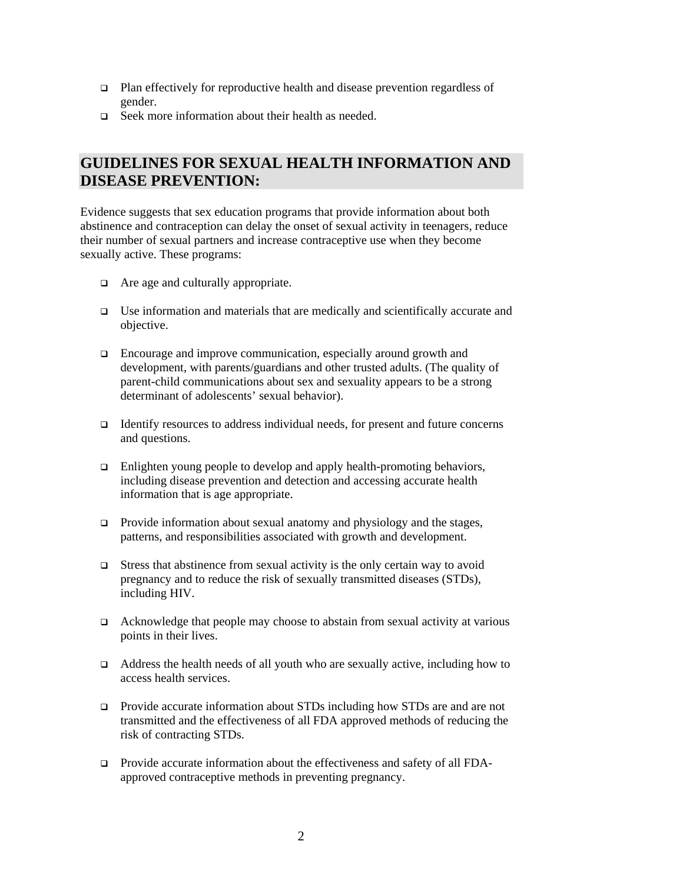- Plan effectively for reproductive health and disease prevention regardless of gender.
- Seek more information about their health as needed.

## GUIDELINES FOR SEXUAL HEALTH INFORMATION AND DISEASE PREVENTION:

Evidence suggests that sex education programs that provide information about both abstinence and contraception can delay the onset of sexual activity in teenagers, reduce their number of sexual partners and increase contraceptive use when they become sexually active. These programs:

- Are age and culturally appropriate.

- Use information and materials that are medically and scientifically accurate and objective.

- Encourage and improve communication, especially around growth and development, with parents/guardians and other trusted adults. (The quality of parent-child communications about sex and sexuality appears to be a strong determinant of adolescents' sexual behavior).

- Identify resources to address individual needs, for present and future concerns and questions.

- Enlighten young people to develop and apply health-promoting behaviors, including disease prevention and detection and accessing accurate health information that is age appropriate.

- Provide information about sexual anatomy and physiology and the stages, patterns, and responsibilities associated with growth and development.

- Stress that abstinence from sexual activity is the only certain way to avoid pregnancy and to reduce the risk of sexually transmitted diseases (STDs), including HIV.

- Acknowledge that people may choose to abstain from sexual activity at various points in their lives.

- Address the health needs of all youth who are sexually active, including how to access health services.

- Provide accurate information about STDs including how STDs are and are not transmitted and the effectiveness of all FDA approved methods of reducing the risk of contracting STDs.

- Provide accurate information about the effectiveness and safety of all FDA-approved contraceptive methods in preventing pregnancy.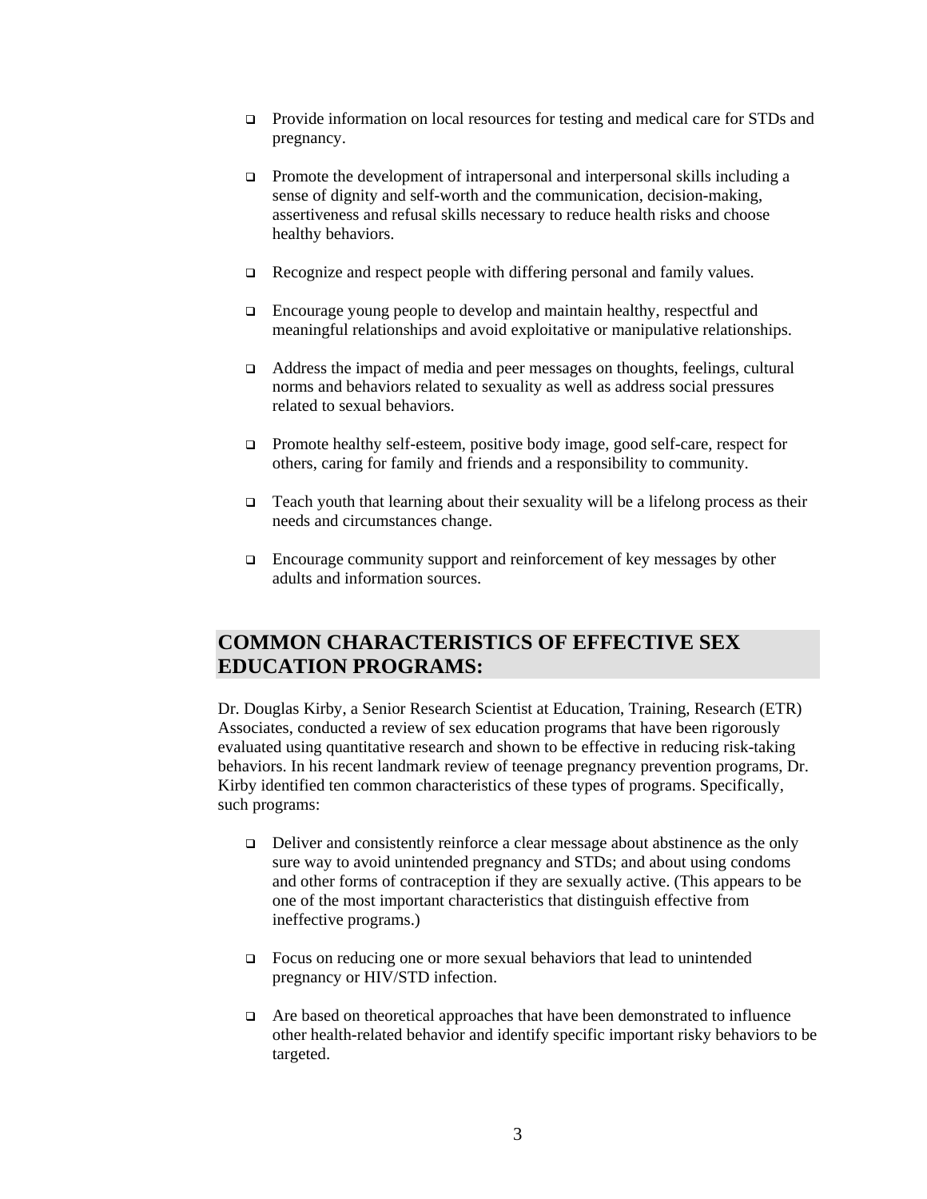- Provide information on local resources for testing and medical care for STDs and pregnancy.

- Promote the development of intrapersonal and interpersonal skills including a sense of dignity and self-worth and the communication, decision-making, assertiveness and refusal skills necessary to reduce health risks and choose healthy behaviors.

- Recognize and respect people with differing personal and family values.

- Encourage young people to develop and maintain healthy, respectful and meaningful relationships and avoid exploitative or manipulative relationships.

- Address the impact of media and peer messages on thoughts, feelings, cultural norms and behaviors related to sexuality as well as address social pressures related to sexual behaviors.

- Promote healthy self-esteem, positive body image, good self-care, respect for others, caring for family and friends and a responsibility to community.

- Teach youth that learning about their sexuality will be a lifelong process as their needs and circumstances change.

- Encourage community support and reinforcement of key messages by other adults and information sources.

## COMMON CHARACTERISTICS OF EFFECTIVE SEX EDUCATION PROGRAMS:

Dr. Douglas Kirby, a Senior Research Scientist at Education, Training, Research (ETR) Associates, conducted a review of sex education programs that have been rigorously evaluated using quantitative research and shown to be effective in reducing risk-taking behaviors. In his recent landmark review of teenage pregnancy prevention programs, Dr. Kirby identified ten common characteristics of these types of programs. Specifically, such programs:

- Deliver and consistently reinforce a clear message about abstinence as the only sure way to avoid unintended pregnancy and STDs; and about using condoms and other forms of contraception if they are sexually active. (This appears to be one of the most important characteristics that distinguish effective from ineffective programs.)

- Focus on reducing one or more sexual behaviors that lead to unintended pregnancy or HIV/STD infection.

- Are based on theoretical approaches that have been demonstrated to influence other health-related behavior and identify specific important risky behaviors to be targeted.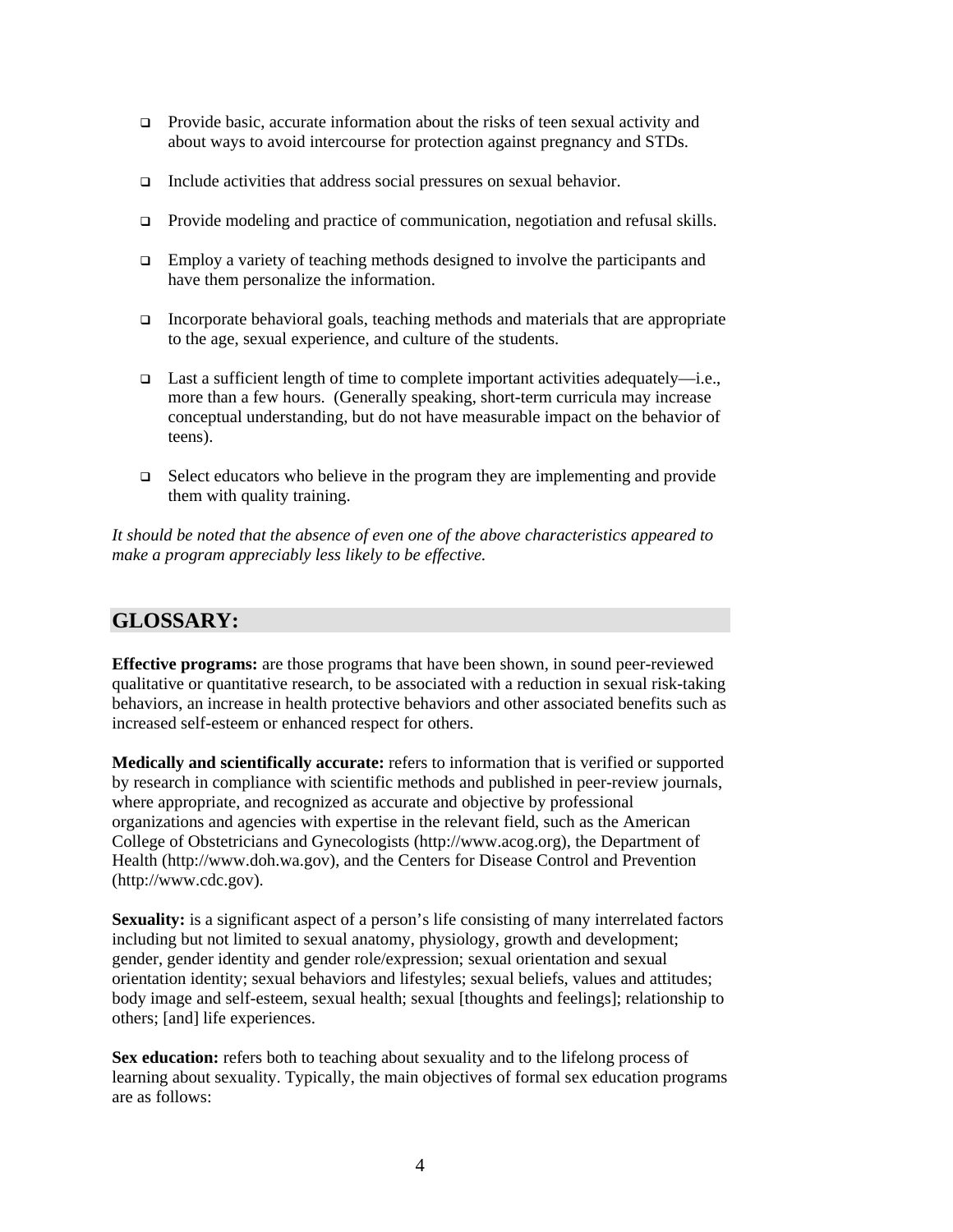- Provide basic, accurate information about the risks of teen sexual activity and about ways to avoid intercourse for protection against pregnancy and STDs.

- Include activities that address social pressures on sexual behavior.

- Provide modeling and practice of communication, negotiation and refusal skills.

- Employ a variety of teaching methods designed to involve the participants and have them personalize the information.

- Incorporate behavioral goals, teaching methods and materials that are appropriate to the age, sexual experience, and culture of the students.

- Last a sufficient length of time to complete important activities adequately—i.e., more than a few hours. (Generally speaking, short-term curricula may increase conceptual understanding, but do not have measurable impact on the behavior of teens).

- Select educators who believe in the program they are implementing and provide them with quality training.

*It should be noted that the absence of even one of the above characteristics appeared to make a program appreciably less likely to be effective.*

## GLOSSARY:

**Effective programs:** are those programs that have been shown, in sound peer-reviewed qualitative or quantitative research, to be associated with a reduction in sexual risk-taking behaviors, an increase in health protective behaviors and other associated benefits such as increased self-esteem or enhanced respect for others.

**Medically and scientifically accurate:** refers to information that is verified or supported by research in compliance with scientific methods and published in peer-review journals, where appropriate, and recognized as accurate and objective by professional organizations and agencies with expertise in the relevant field, such as the American College of Obstetricians and Gynecologists (http://www.acog.org), the Department of Health (http://www.doh.wa.gov), and the Centers for Disease Control and Prevention (http://www.cdc.gov).

**Sexuality:** is a significant aspect of a person's life consisting of many interrelated factors including but not limited to sexual anatomy, physiology, growth and development; gender, gender identity and gender role/expression; sexual orientation and sexual orientation identity; sexual behaviors and lifestyles; sexual beliefs, values and attitudes; body image and self-esteem, sexual health; sexual [thoughts and feelings]; relationship to others; [and] life experiences.

**Sex education:** refers both to teaching about sexuality and to the lifelong process of learning about sexuality. Typically, the main objectives of formal sex education programs are as follows: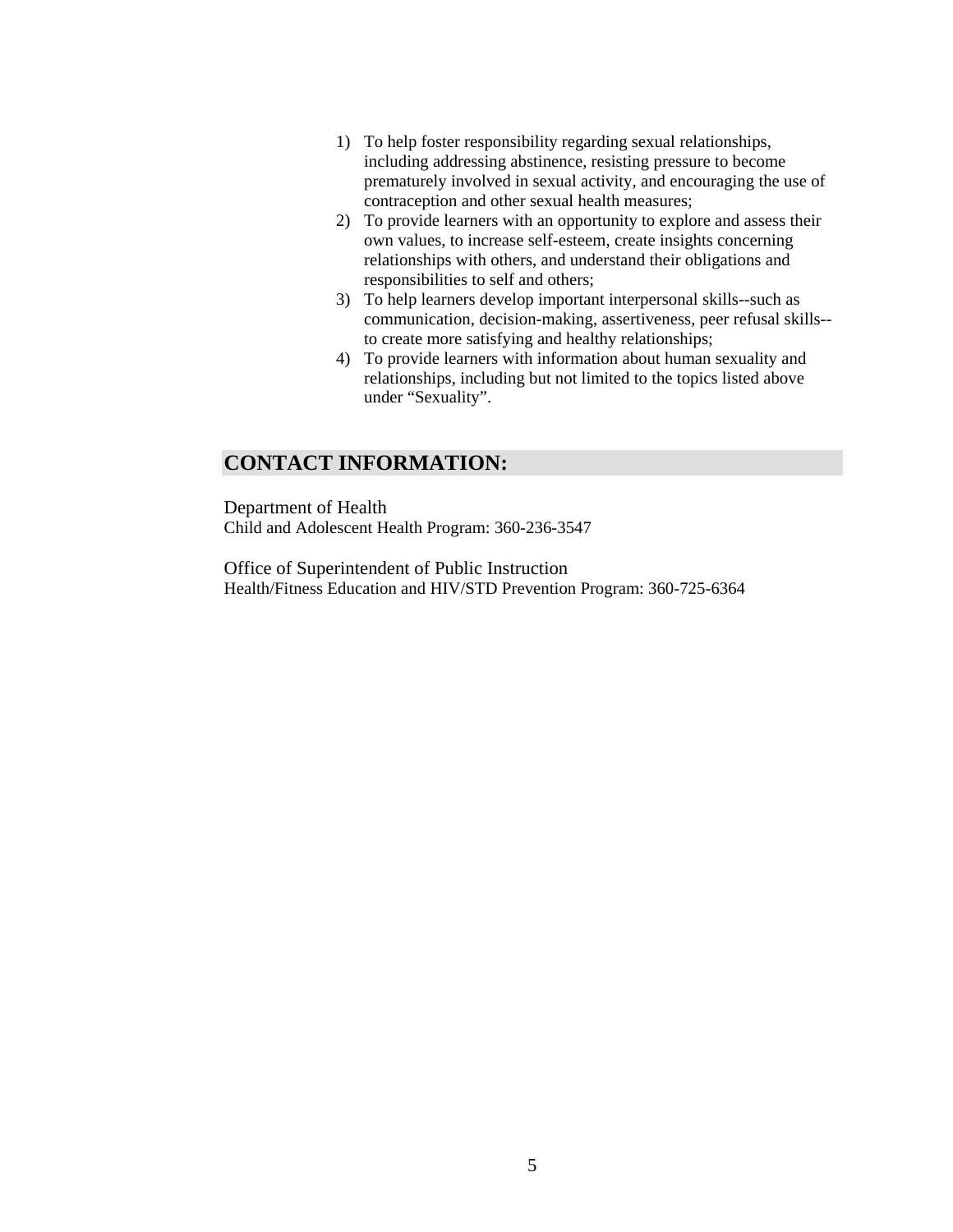1) To help foster responsibility regarding sexual relationships, including addressing abstinence, resisting pressure to become prematurely involved in sexual activity, and encouraging the use of contraception and other sexual health measures;
2) To provide learners with an opportunity to explore and assess their own values, to increase self-esteem, create insights concerning relationships with others, and understand their obligations and responsibilities to self and others;
3) To help learners develop important interpersonal skills--such as communication, decision-making, assertiveness, peer refusal skills--to create more satisfying and healthy relationships;
4) To provide learners with information about human sexuality and relationships, including but not limited to the topics listed above under "Sexuality".

## CONTACT INFORMATION:

Department of Health
Child and Adolescent Health Program: 360-236-3547

Office of Superintendent of Public Instruction
Health/Fitness Education and HIV/STD Prevention Program: 360-725-6364